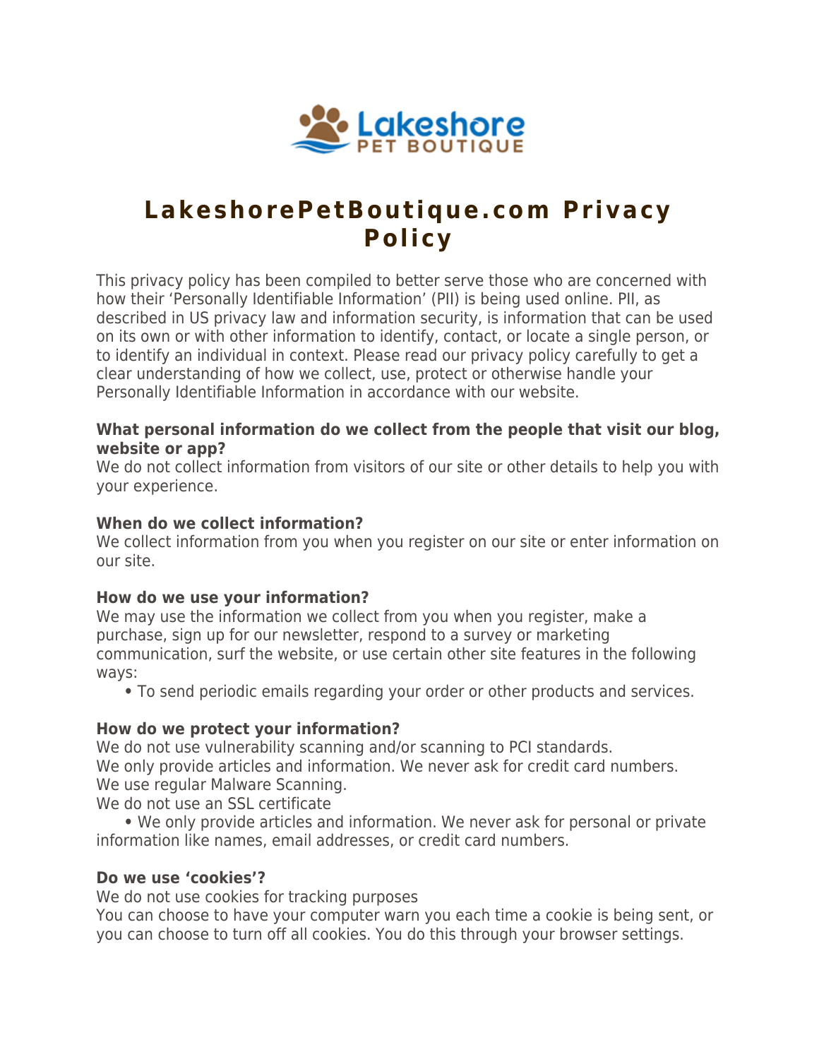Lakeshore PET BOUTIQUE

# LakeshorePetBoutique.com Privacy Policy

This privacy policy has been compiled to better serve those who are concerned with how their 'Personally Identifiable Information' (PII) is being used online. PII, as described in US privacy law and information security, is information that can be used on its own or with other information to identify, contact, or locate a single person, or to identify an individual in context. Please read our privacy policy carefully to get a clear understanding of how we collect, use, protect or otherwise handle your Personally Identifiable Information in accordance with our website.

**What personal information do we collect from the people that visit our blog, website or app?**
We do not collect information from visitors of our site or other details to help you with your experience.

**When do we collect information?**
We collect information from you when you register on our site or enter information on our site.

**How do we use your information?**
We may use the information we collect from you when you register, make a purchase, sign up for our newsletter, respond to a survey or marketing communication, surf the website, or use certain other site features in the following ways:

- To send periodic emails regarding your order or other products and services.

**How do we protect your information?**
We do not use vulnerability scanning and/or scanning to PCI standards.
We only provide articles and information. We never ask for credit card numbers.
We use regular Malware Scanning.
We do not use an SSL certificate

- We only provide articles and information. We never ask for personal or private information like names, email addresses, or credit card numbers.

**Do we use 'cookies'?**
We do not use cookies for tracking purposes
You can choose to have your computer warn you each time a cookie is being sent, or you can choose to turn off all cookies. You do this through your browser settings.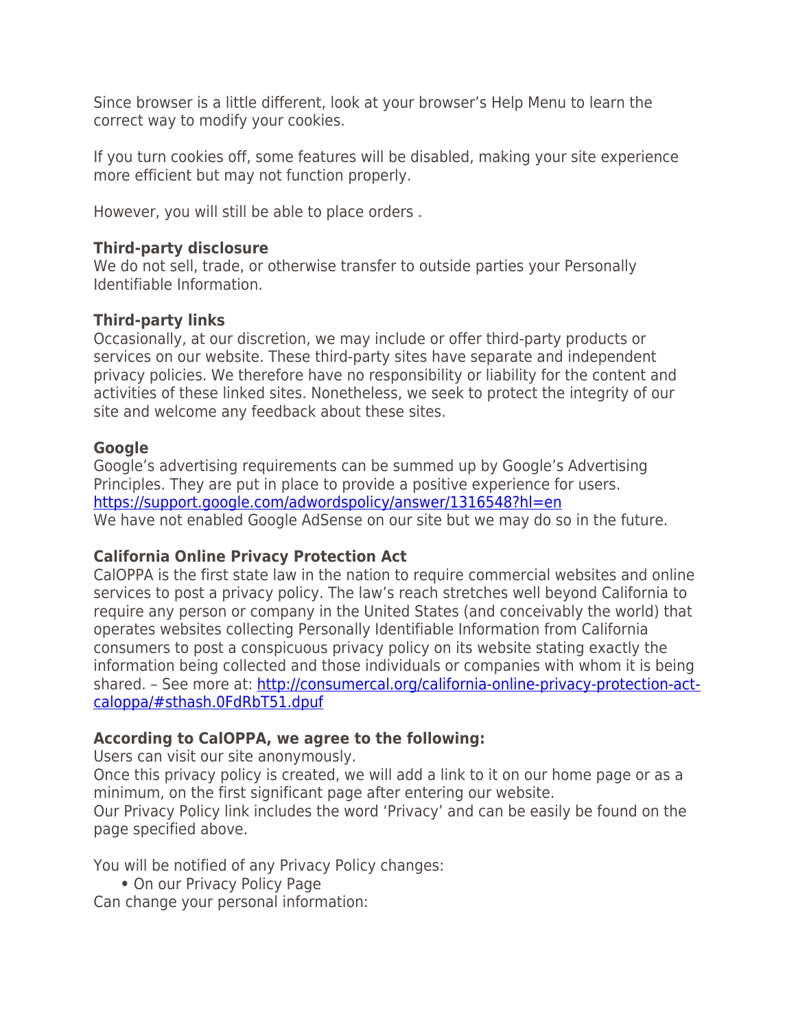Since browser is a little different, look at your browser's Help Menu to learn the correct way to modify your cookies.

If you turn cookies off, some features will be disabled, making your site experience more efficient but may not function properly.

However, you will still be able to place orders .

**Third-party disclosure**
We do not sell, trade, or otherwise transfer to outside parties your Personally Identifiable Information.

**Third-party links**
Occasionally, at our discretion, we may include or offer third-party products or services on our website. These third-party sites have separate and independent privacy policies. We therefore have no responsibility or liability for the content and activities of these linked sites. Nonetheless, we seek to protect the integrity of our site and welcome any feedback about these sites.

**Google**
Google's advertising requirements can be summed up by Google's Advertising Principles. They are put in place to provide a positive experience for users.
[https://support.google.com/adwordspolicy/answer/1316548?hl=en](https://support.google.com/adwordspolicy/answer/1316548?hl=en)
We have not enabled Google AdSense on our site but we may do so in the future.

**California Online Privacy Protection Act**
CalOPPA is the first state law in the nation to require commercial websites and online services to post a privacy policy. The law's reach stretches well beyond California to require any person or company in the United States (and conceivably the world) that operates websites collecting Personally Identifiable Information from California consumers to post a conspicuous privacy policy on its website stating exactly the information being collected and those individuals or companies with whom it is being shared. – See more at: [http://consumercal.org/california-online-privacy-protection-act-caloppa/#sthash.0FdRbT51.dpuf](http://consumercal.org/california-online-privacy-protection-act-caloppa/#sthash.0FdRbT51.dpuf)

**According to CalOPPA, we agree to the following:**
Users can visit our site anonymously.
Once this privacy policy is created, we will add a link to it on our home page or as a minimum, on the first significant page after entering our website.
Our Privacy Policy link includes the word 'Privacy' and can be easily be found on the page specified above.

You will be notified of any Privacy Policy changes:

- On our Privacy Policy Page

Can change your personal information: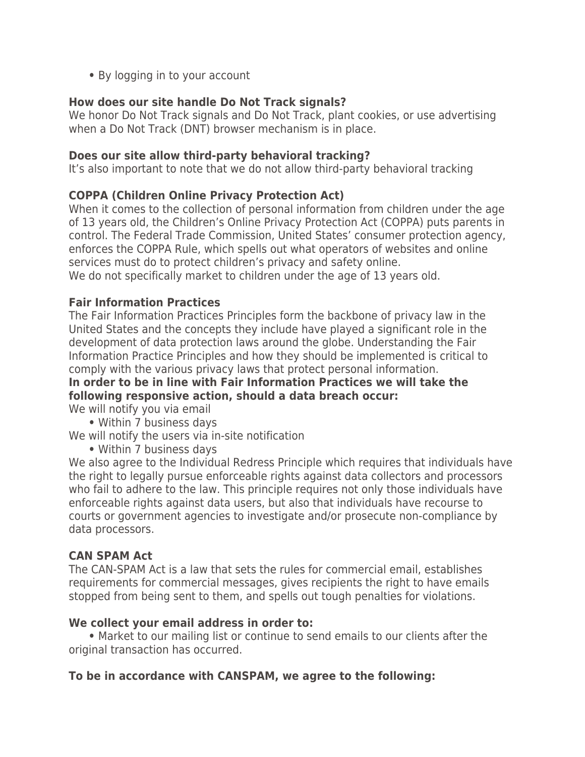- By logging in to your account

**How does our site handle Do Not Track signals?**
We honor Do Not Track signals and Do Not Track, plant cookies, or use advertising when a Do Not Track (DNT) browser mechanism is in place.

**Does our site allow third-party behavioral tracking?**
It's also important to note that we do not allow third-party behavioral tracking

**COPPA (Children Online Privacy Protection Act)**
When it comes to the collection of personal information from children under the age of 13 years old, the Children's Online Privacy Protection Act (COPPA) puts parents in control. The Federal Trade Commission, United States' consumer protection agency, enforces the COPPA Rule, which spells out what operators of websites and online services must do to protect children's privacy and safety online.
We do not specifically market to children under the age of 13 years old.

**Fair Information Practices**
The Fair Information Practices Principles form the backbone of privacy law in the United States and the concepts they include have played a significant role in the development of data protection laws around the globe. Understanding the Fair Information Practice Principles and how they should be implemented is critical to comply with the various privacy laws that protect personal information.
**In order to be in line with Fair Information Practices we will take the following responsive action, should a data breach occur:**
We will notify you via email

- Within 7 business days

We will notify the users via in-site notification

- Within 7 business days

We also agree to the Individual Redress Principle which requires that individuals have the right to legally pursue enforceable rights against data collectors and processors who fail to adhere to the law. This principle requires not only those individuals have enforceable rights against data users, but also that individuals have recourse to courts or government agencies to investigate and/or prosecute non-compliance by data processors.

**CAN SPAM Act**
The CAN-SPAM Act is a law that sets the rules for commercial email, establishes requirements for commercial messages, gives recipients the right to have emails stopped from being sent to them, and spells out tough penalties for violations.

**We collect your email address in order to:**

- Market to our mailing list or continue to send emails to our clients after the original transaction has occurred.

**To be in accordance with CANSPAM, we agree to the following:**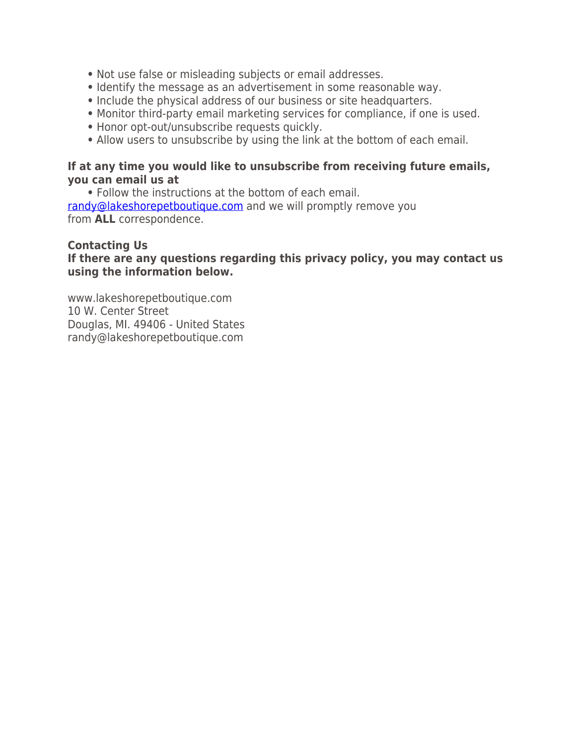- Not use false or misleading subjects or email addresses.
- Identify the message as an advertisement in some reasonable way.
- Include the physical address of our business or site headquarters.
- Monitor third-party email marketing services for compliance, if one is used.
- Honor opt-out/unsubscribe requests quickly.
- Allow users to unsubscribe by using the link at the bottom of each email.

**If at any time you would like to unsubscribe from receiving future emails, you can email us at**

- Follow the instructions at the bottom of each email.

randy@lakeshorepetboutique.com and we will promptly remove you from **ALL** correspondence.

**Contacting Us**

**If there are any questions regarding this privacy policy, you may contact us using the information below.**

www.lakeshorepetboutique.com
10 W. Center Street
Douglas, MI. 49406 - United States
randy@lakeshorepetboutique.com